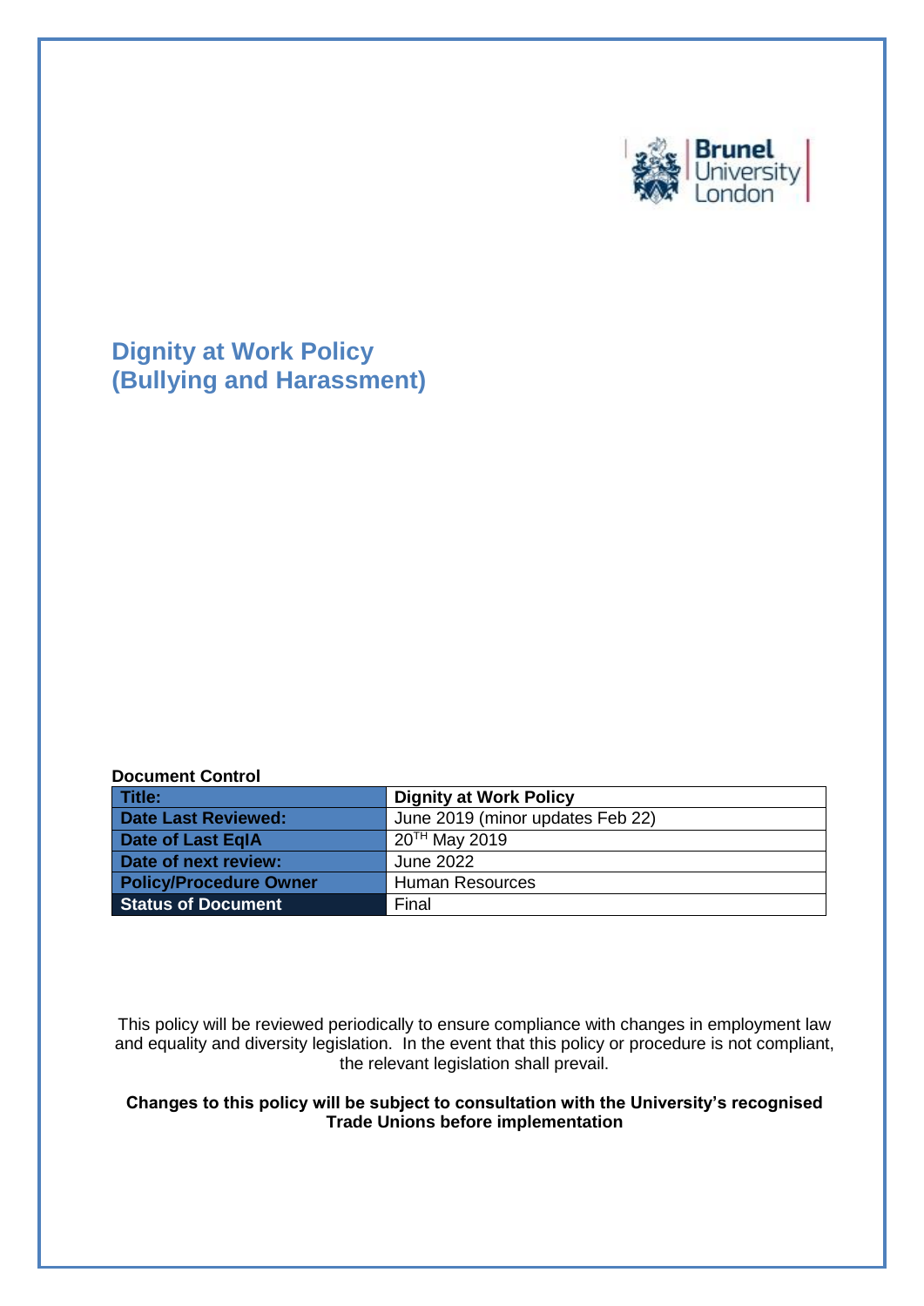# Dignity at Work Policy (Bullying and Harassment)

**Document Control**

| Title: | Dignity at Work Policy |
|---|---|
| Date Last Reviewed: | June 2019 (minor updates Feb 22) |
| Date of Last EqIA | 20TH May 2019 |
| Date of next review: | June 2022 |
| Policy/Procedure Owner | Human Resources |
| Status of Document | Final |

This policy will be reviewed periodically to ensure compliance with changes in employment law and equality and diversity legislation. In the event that this policy or procedure is not compliant, the relevant legislation shall prevail.

**Changes to this policy will be subject to consultation with the University's recognised Trade Unions before implementation**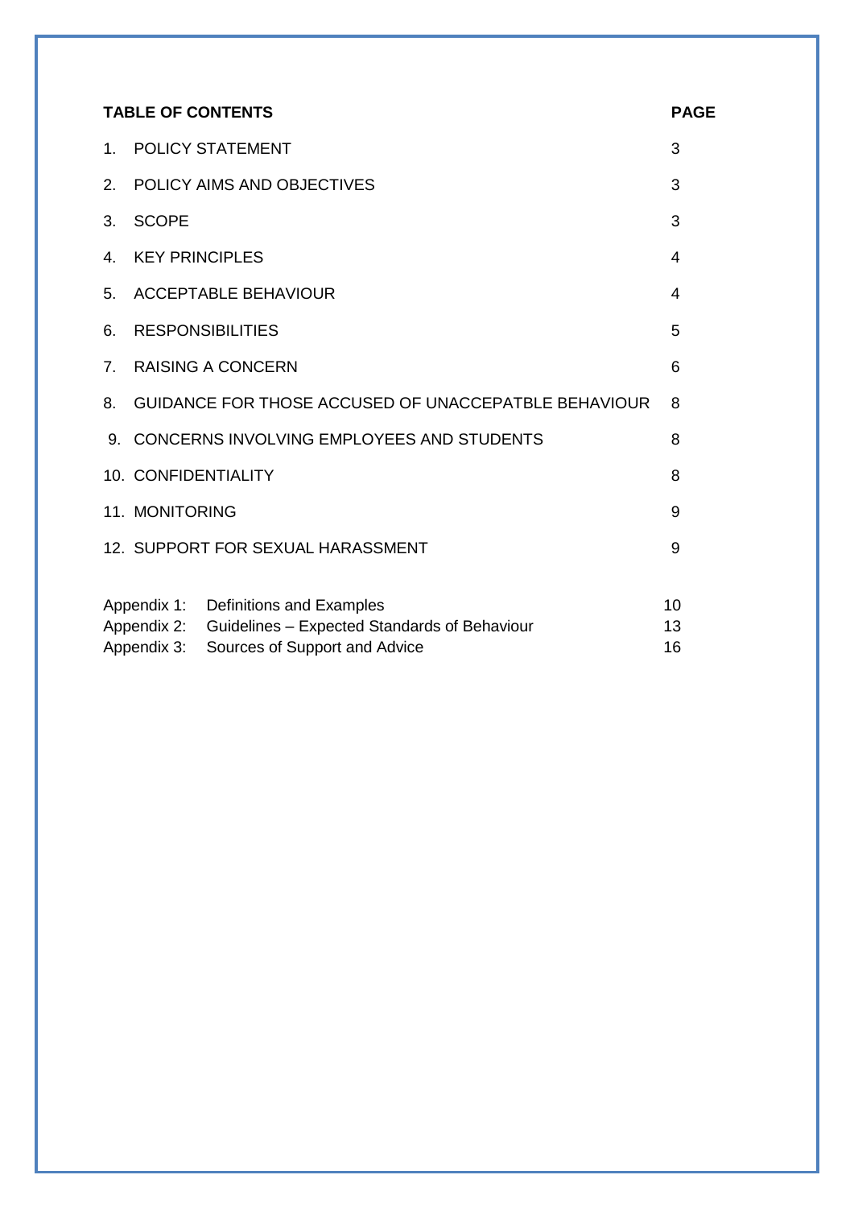| TABLE OF CONTENTS | PAGE |
|---|---|
| 1. POLICY STATEMENT | 3 |
| 2. POLICY AIMS AND OBJECTIVES | 3 |
| 3. SCOPE | 3 |
| 4. KEY PRINCIPLES | 4 |
| 5. ACCEPTABLE BEHAVIOUR | 4 |
| 6. RESPONSIBILITIES | 5 |
| 7. RAISING A CONCERN | 6 |
| 8. GUIDANCE FOR THOSE ACCUSED OF UNACCEPATBLE BEHAVIOUR | 8 |
| 9. CONCERNS INVOLVING EMPLOYEES AND STUDENTS | 8 |
| 10. CONFIDENTIALITY | 8 |
| 11. MONITORING | 9 |
| 12. SUPPORT FOR SEXUAL HARASSMENT | 9 |
| Appendix 1: Definitions and Examples | 10 |
| Appendix 2: Guidelines – Expected Standards of Behaviour | 13 |
| Appendix 3: Sources of Support and Advice | 16 |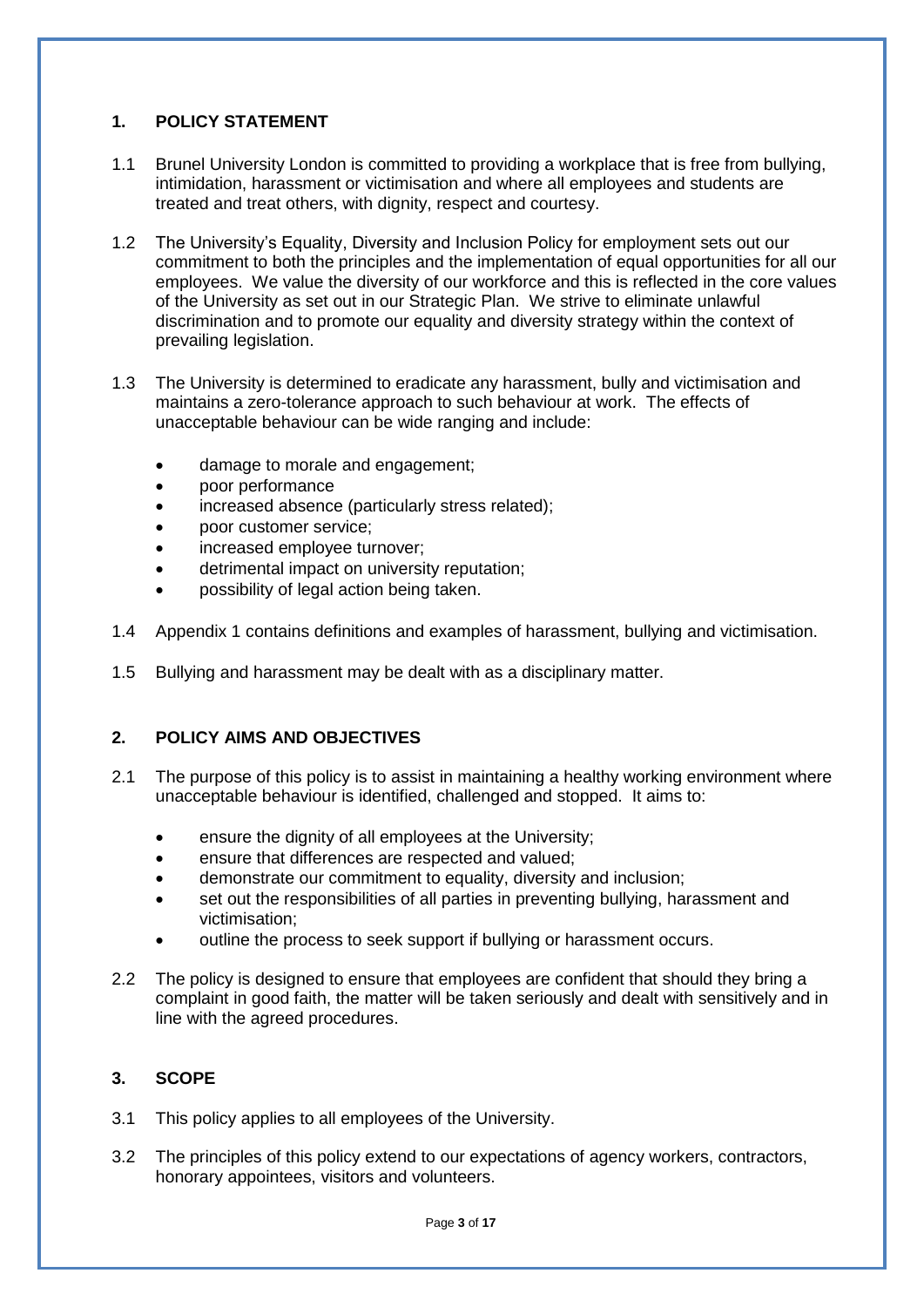## 1. POLICY STATEMENT

1.1 Brunel University London is committed to providing a workplace that is free from bullying, intimidation, harassment or victimisation and where all employees and students are treated and treat others, with dignity, respect and courtesy.

1.2 The University's Equality, Diversity and Inclusion Policy for employment sets out our commitment to both the principles and the implementation of equal opportunities for all our employees. We value the diversity of our workforce and this is reflected in the core values of the University as set out in our Strategic Plan. We strive to eliminate unlawful discrimination and to promote our equality and diversity strategy within the context of prevailing legislation.

1.3 The University is determined to eradicate any harassment, bully and victimisation and maintains a zero-tolerance approach to such behaviour at work. The effects of unacceptable behaviour can be wide ranging and include:

- damage to morale and engagement;
- poor performance
- increased absence (particularly stress related);
- poor customer service;
- increased employee turnover;
- detrimental impact on university reputation;
- possibility of legal action being taken.

1.4 Appendix 1 contains definitions and examples of harassment, bullying and victimisation.

1.5 Bullying and harassment may be dealt with as a disciplinary matter.

## 2. POLICY AIMS AND OBJECTIVES

2.1 The purpose of this policy is to assist in maintaining a healthy working environment where unacceptable behaviour is identified, challenged and stopped. It aims to:

- ensure the dignity of all employees at the University;
- ensure that differences are respected and valued;
- demonstrate our commitment to equality, diversity and inclusion;
- set out the responsibilities of all parties in preventing bullying, harassment and victimisation;
- outline the process to seek support if bullying or harassment occurs.

2.2 The policy is designed to ensure that employees are confident that should they bring a complaint in good faith, the matter will be taken seriously and dealt with sensitively and in line with the agreed procedures.

## 3. SCOPE

3.1 This policy applies to all employees of the University.

3.2 The principles of this policy extend to our expectations of agency workers, contractors, honorary appointees, visitors and volunteers.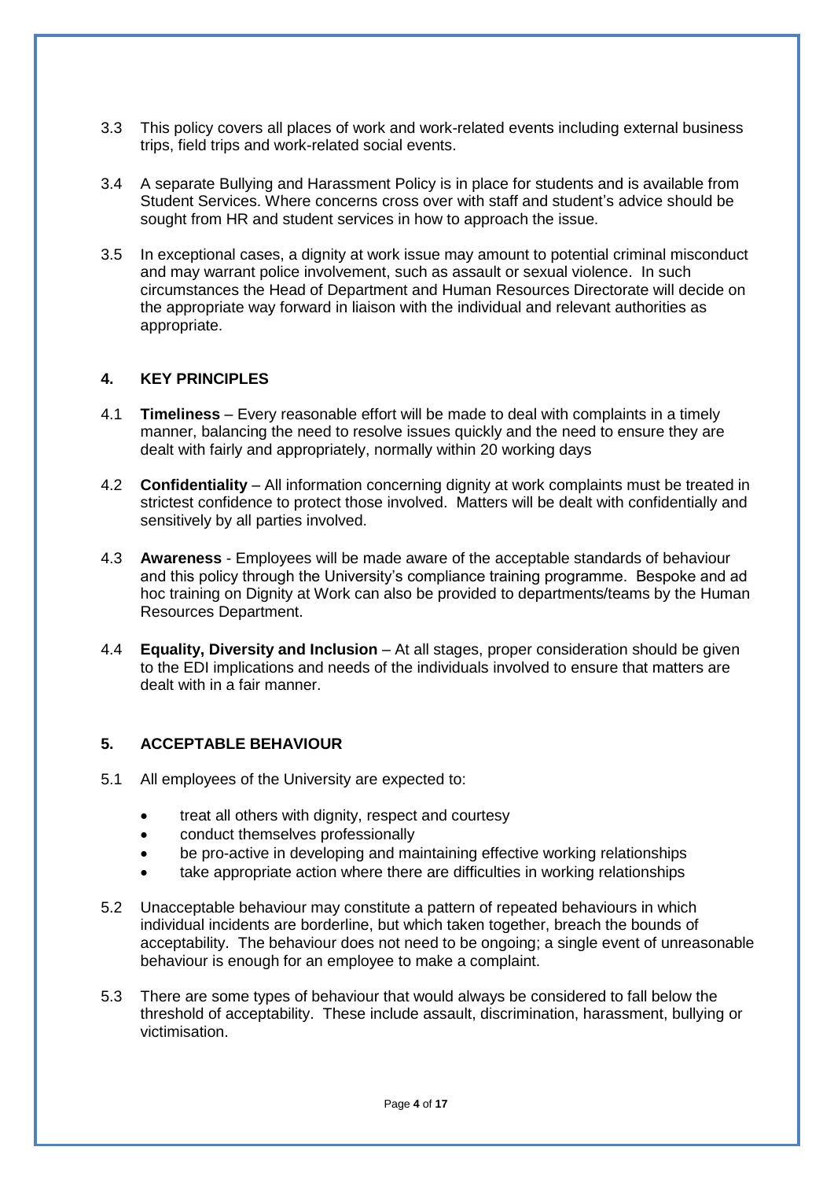3.3 This policy covers all places of work and work-related events including external business trips, field trips and work-related social events.

3.4 A separate Bullying and Harassment Policy is in place for students and is available from Student Services. Where concerns cross over with staff and student's advice should be sought from HR and student services in how to approach the issue.

3.5 In exceptional cases, a dignity at work issue may amount to potential criminal misconduct and may warrant police involvement, such as assault or sexual violence. In such circumstances the Head of Department and Human Resources Directorate will decide on the appropriate way forward in liaison with the individual and relevant authorities as appropriate.

## 4. KEY PRINCIPLES

4.1 **Timeliness** – Every reasonable effort will be made to deal with complaints in a timely manner, balancing the need to resolve issues quickly and the need to ensure they are dealt with fairly and appropriately, normally within 20 working days

4.2 **Confidentiality** – All information concerning dignity at work complaints must be treated in strictest confidence to protect those involved. Matters will be dealt with confidentially and sensitively by all parties involved.

4.3 **Awareness** - Employees will be made aware of the acceptable standards of behaviour and this policy through the University's compliance training programme. Bespoke and ad hoc training on Dignity at Work can also be provided to departments/teams by the Human Resources Department.

4.4 **Equality, Diversity and Inclusion** – At all stages, proper consideration should be given to the EDI implications and needs of the individuals involved to ensure that matters are dealt with in a fair manner.

## 5. ACCEPTABLE BEHAVIOUR

5.1 All employees of the University are expected to:

- treat all others with dignity, respect and courtesy
- conduct themselves professionally
- be pro-active in developing and maintaining effective working relationships
- take appropriate action where there are difficulties in working relationships

5.2 Unacceptable behaviour may constitute a pattern of repeated behaviours in which individual incidents are borderline, but which taken together, breach the bounds of acceptability. The behaviour does not need to be ongoing; a single event of unreasonable behaviour is enough for an employee to make a complaint.

5.3 There are some types of behaviour that would always be considered to fall below the threshold of acceptability. These include assault, discrimination, harassment, bullying or victimisation.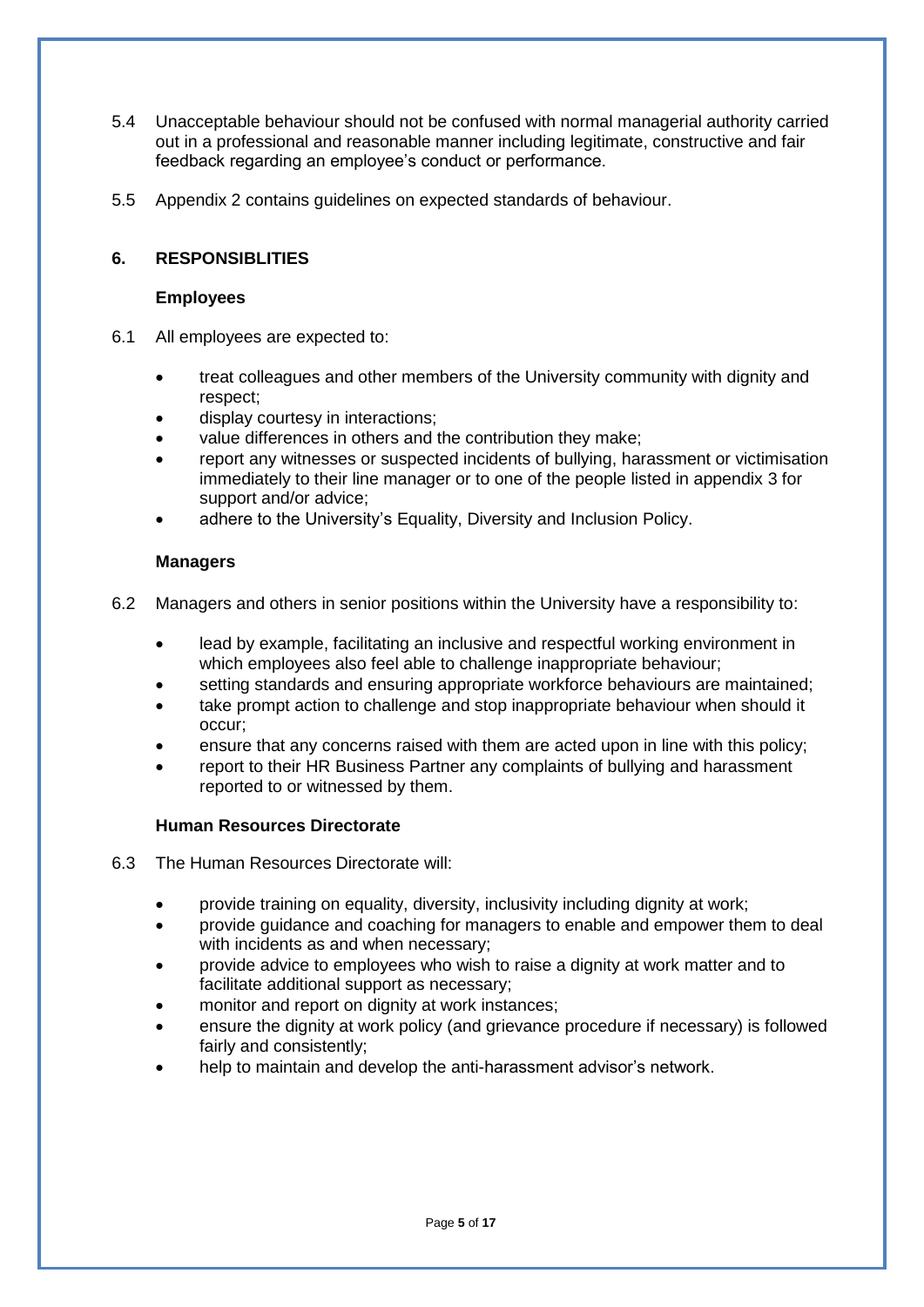5.4 Unacceptable behaviour should not be confused with normal managerial authority carried out in a professional and reasonable manner including legitimate, constructive and fair feedback regarding an employee's conduct or performance.

5.5 Appendix 2 contains guidelines on expected standards of behaviour.

## 6. RESPONSIBLITIES

### Employees

6.1 All employees are expected to:

- treat colleagues and other members of the University community with dignity and respect;
- display courtesy in interactions;
- value differences in others and the contribution they make;
- report any witnesses or suspected incidents of bullying, harassment or victimisation immediately to their line manager or to one of the people listed in appendix 3 for support and/or advice;
- adhere to the University's Equality, Diversity and Inclusion Policy.

### Managers

6.2 Managers and others in senior positions within the University have a responsibility to:

- lead by example, facilitating an inclusive and respectful working environment in which employees also feel able to challenge inappropriate behaviour;
- setting standards and ensuring appropriate workforce behaviours are maintained;
- take prompt action to challenge and stop inappropriate behaviour when should it occur;
- ensure that any concerns raised with them are acted upon in line with this policy;
- report to their HR Business Partner any complaints of bullying and harassment reported to or witnessed by them.

### Human Resources Directorate

6.3 The Human Resources Directorate will:

- provide training on equality, diversity, inclusivity including dignity at work;
- provide guidance and coaching for managers to enable and empower them to deal with incidents as and when necessary;
- provide advice to employees who wish to raise a dignity at work matter and to facilitate additional support as necessary;
- monitor and report on dignity at work instances;
- ensure the dignity at work policy (and grievance procedure if necessary) is followed fairly and consistently;
- help to maintain and develop the anti-harassment advisor's network.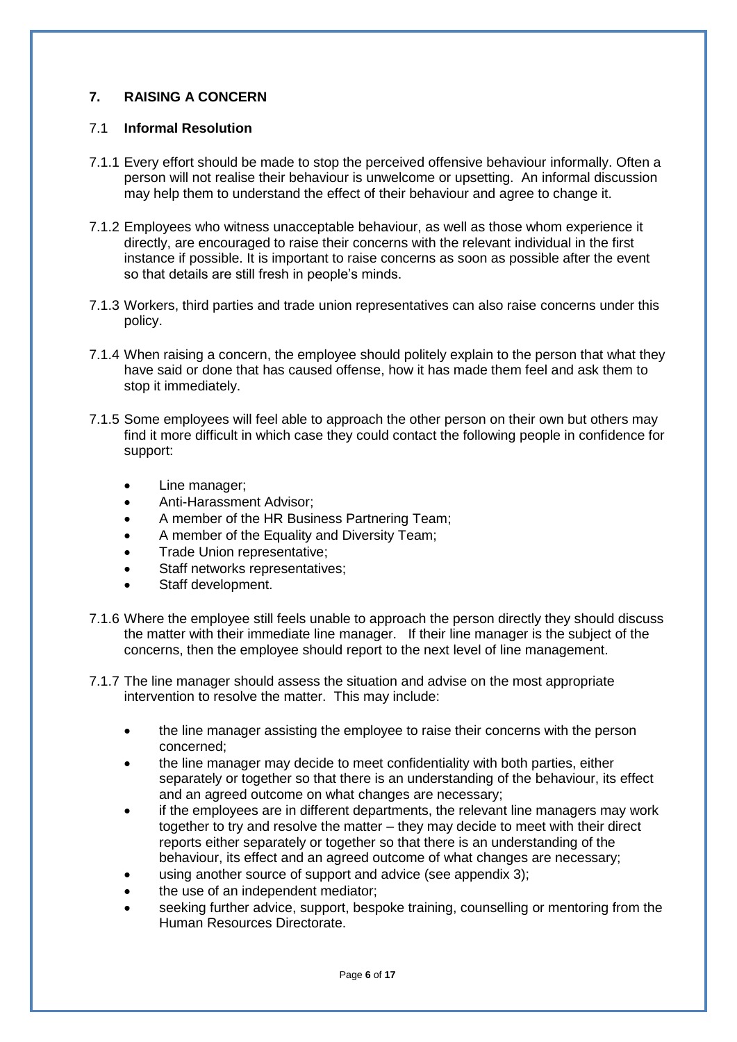## 7. RAISING A CONCERN

### 7.1 Informal Resolution

7.1.1 Every effort should be made to stop the perceived offensive behaviour informally. Often a person will not realise their behaviour is unwelcome or upsetting. An informal discussion may help them to understand the effect of their behaviour and agree to change it.

7.1.2 Employees who witness unacceptable behaviour, as well as those whom experience it directly, are encouraged to raise their concerns with the relevant individual in the first instance if possible. It is important to raise concerns as soon as possible after the event so that details are still fresh in people's minds.

7.1.3 Workers, third parties and trade union representatives can also raise concerns under this policy.

7.1.4 When raising a concern, the employee should politely explain to the person that what they have said or done that has caused offense, how it has made them feel and ask them to stop it immediately.

7.1.5 Some employees will feel able to approach the other person on their own but others may find it more difficult in which case they could contact the following people in confidence for support:

- Line manager;
- Anti-Harassment Advisor;
- A member of the HR Business Partnering Team;
- A member of the Equality and Diversity Team;
- Trade Union representative;
- Staff networks representatives;
- Staff development.

7.1.6 Where the employee still feels unable to approach the person directly they should discuss the matter with their immediate line manager. If their line manager is the subject of the concerns, then the employee should report to the next level of line management.

7.1.7 The line manager should assess the situation and advise on the most appropriate intervention to resolve the matter. This may include:

- the line manager assisting the employee to raise their concerns with the person concerned;
- the line manager may decide to meet confidentiality with both parties, either separately or together so that there is an understanding of the behaviour, its effect and an agreed outcome on what changes are necessary;
- if the employees are in different departments, the relevant line managers may work together to try and resolve the matter – they may decide to meet with their direct reports either separately or together so that there is an understanding of the behaviour, its effect and an agreed outcome of what changes are necessary;
- using another source of support and advice (see appendix 3);
- the use of an independent mediator;
- seeking further advice, support, bespoke training, counselling or mentoring from the Human Resources Directorate.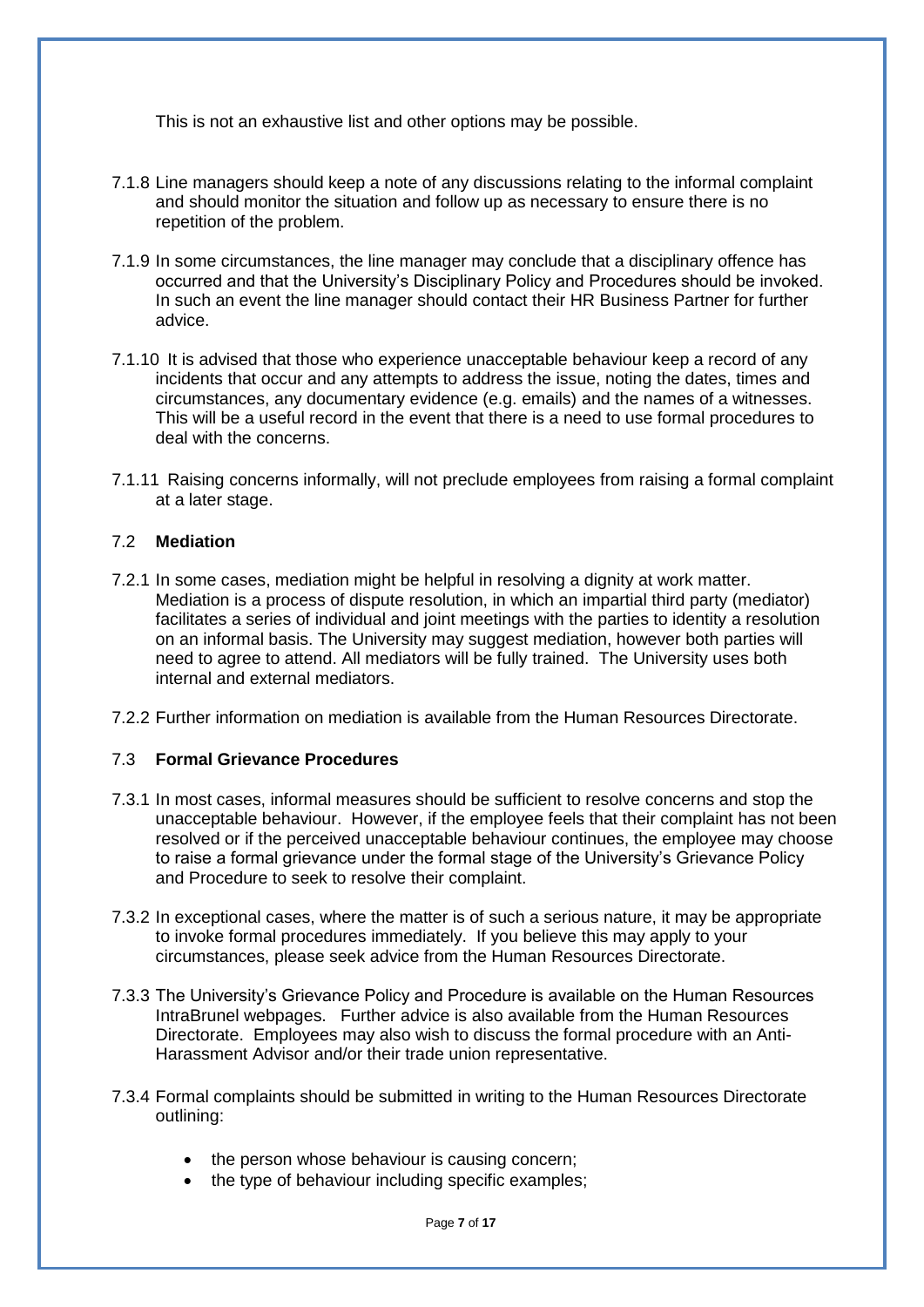This is not an exhaustive list and other options may be possible.

7.1.8 Line managers should keep a note of any discussions relating to the informal complaint and should monitor the situation and follow up as necessary to ensure there is no repetition of the problem.

7.1.9 In some circumstances, the line manager may conclude that a disciplinary offence has occurred and that the University's Disciplinary Policy and Procedures should be invoked. In such an event the line manager should contact their HR Business Partner for further advice.

7.1.10 It is advised that those who experience unacceptable behaviour keep a record of any incidents that occur and any attempts to address the issue, noting the dates, times and circumstances, any documentary evidence (e.g. emails) and the names of a witnesses. This will be a useful record in the event that there is a need to use formal procedures to deal with the concerns.

7.1.11 Raising concerns informally, will not preclude employees from raising a formal complaint at a later stage.

### 7.2 Mediation

7.2.1 In some cases, mediation might be helpful in resolving a dignity at work matter. Mediation is a process of dispute resolution, in which an impartial third party (mediator) facilitates a series of individual and joint meetings with the parties to identity a resolution on an informal basis. The University may suggest mediation, however both parties will need to agree to attend. All mediators will be fully trained. The University uses both internal and external mediators.

7.2.2 Further information on mediation is available from the Human Resources Directorate.

### 7.3 Formal Grievance Procedures

7.3.1 In most cases, informal measures should be sufficient to resolve concerns and stop the unacceptable behaviour. However, if the employee feels that their complaint has not been resolved or if the perceived unacceptable behaviour continues, the employee may choose to raise a formal grievance under the formal stage of the University's Grievance Policy and Procedure to seek to resolve their complaint.

7.3.2 In exceptional cases, where the matter is of such a serious nature, it may be appropriate to invoke formal procedures immediately. If you believe this may apply to your circumstances, please seek advice from the Human Resources Directorate.

7.3.3 The University's Grievance Policy and Procedure is available on the Human Resources IntraBrunel webpages. Further advice is also available from the Human Resources Directorate. Employees may also wish to discuss the formal procedure with an Anti-Harassment Advisor and/or their trade union representative.

7.3.4 Formal complaints should be submitted in writing to the Human Resources Directorate outlining:

- the person whose behaviour is causing concern;
- the type of behaviour including specific examples;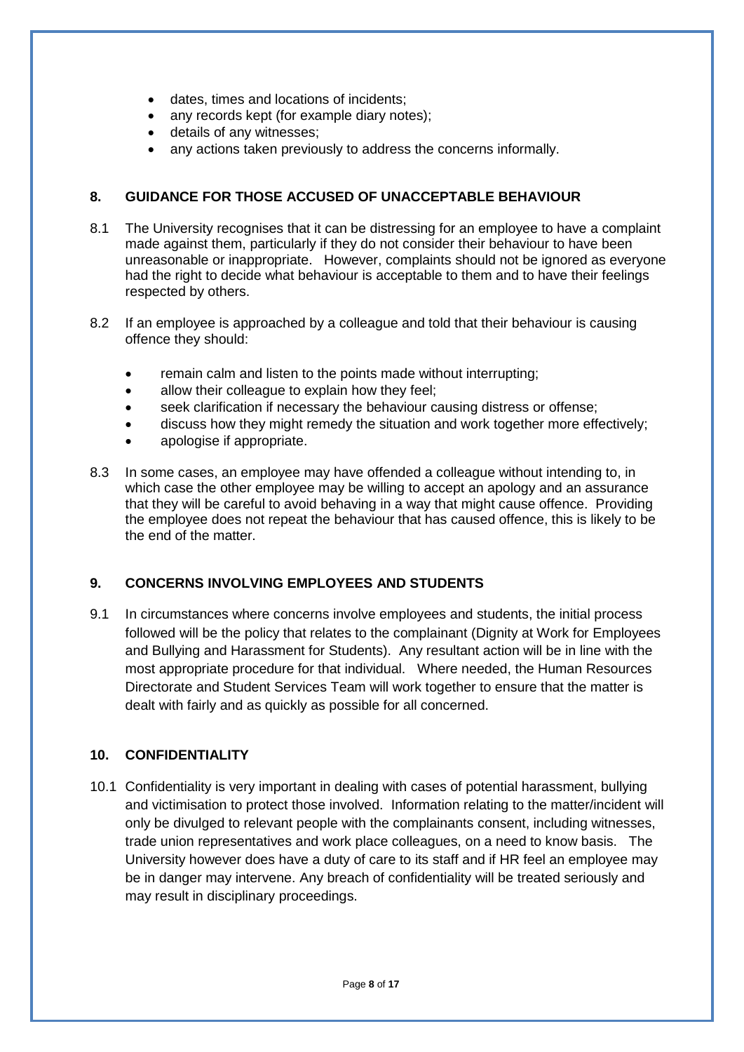- dates, times and locations of incidents;
- any records kept (for example diary notes);
- details of any witnesses;
- any actions taken previously to address the concerns informally.

## 8. GUIDANCE FOR THOSE ACCUSED OF UNACCEPTABLE BEHAVIOUR

8.1 The University recognises that it can be distressing for an employee to have a complaint made against them, particularly if they do not consider their behaviour to have been unreasonable or inappropriate. However, complaints should not be ignored as everyone had the right to decide what behaviour is acceptable to them and to have their feelings respected by others.

8.2 If an employee is approached by a colleague and told that their behaviour is causing offence they should:

- remain calm and listen to the points made without interrupting;
- allow their colleague to explain how they feel;
- seek clarification if necessary the behaviour causing distress or offense;
- discuss how they might remedy the situation and work together more effectively;
- apologise if appropriate.

8.3 In some cases, an employee may have offended a colleague without intending to, in which case the other employee may be willing to accept an apology and an assurance that they will be careful to avoid behaving in a way that might cause offence. Providing the employee does not repeat the behaviour that has caused offence, this is likely to be the end of the matter.

## 9. CONCERNS INVOLVING EMPLOYEES AND STUDENTS

9.1 In circumstances where concerns involve employees and students, the initial process followed will be the policy that relates to the complainant (Dignity at Work for Employees and Bullying and Harassment for Students). Any resultant action will be in line with the most appropriate procedure for that individual. Where needed, the Human Resources Directorate and Student Services Team will work together to ensure that the matter is dealt with fairly and as quickly as possible for all concerned.

## 10. CONFIDENTIALITY

10.1 Confidentiality is very important in dealing with cases of potential harassment, bullying and victimisation to protect those involved. Information relating to the matter/incident will only be divulged to relevant people with the complainants consent, including witnesses, trade union representatives and work place colleagues, on a need to know basis. The University however does have a duty of care to its staff and if HR feel an employee may be in danger may intervene. Any breach of confidentiality will be treated seriously and may result in disciplinary proceedings.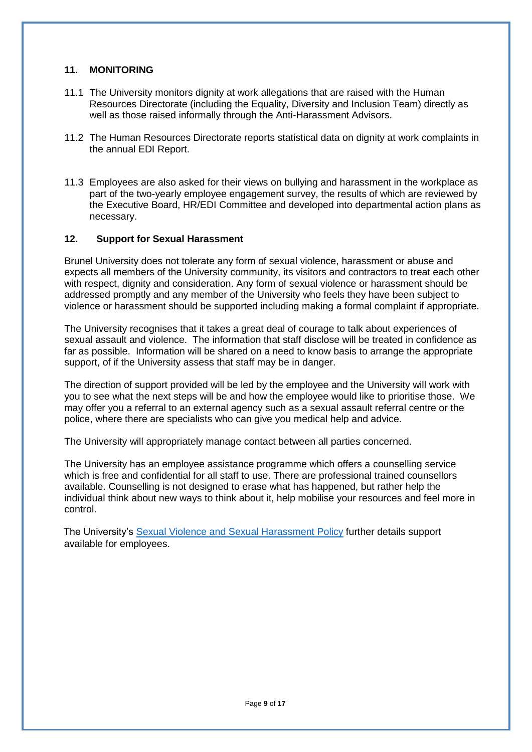## 11. MONITORING

11.1 The University monitors dignity at work allegations that are raised with the Human Resources Directorate (including the Equality, Diversity and Inclusion Team) directly as well as those raised informally through the Anti-Harassment Advisors.

11.2 The Human Resources Directorate reports statistical data on dignity at work complaints in the annual EDI Report.

11.3 Employees are also asked for their views on bullying and harassment in the workplace as part of the two-yearly employee engagement survey, the results of which are reviewed by the Executive Board, HR/EDI Committee and developed into departmental action plans as necessary.

## 12. Support for Sexual Harassment

Brunel University does not tolerate any form of sexual violence, harassment or abuse and expects all members of the University community, its visitors and contractors to treat each other with respect, dignity and consideration. Any form of sexual violence or harassment should be addressed promptly and any member of the University who feels they have been subject to violence or harassment should be supported including making a formal complaint if appropriate.

The University recognises that it takes a great deal of courage to talk about experiences of sexual assault and violence. The information that staff disclose will be treated in confidence as far as possible. Information will be shared on a need to know basis to arrange the appropriate support, of if the University assess that staff may be in danger.

The direction of support provided will be led by the employee and the University will work with you to see what the next steps will be and how the employee would like to prioritise those. We may offer you a referral to an external agency such as a sexual assault referral centre or the police, where there are specialists who can give you medical help and advice.

The University will appropriately manage contact between all parties concerned.

The University has an employee assistance programme which offers a counselling service which is free and confidential for all staff to use. There are professional trained counsellors available. Counselling is not designed to erase what has happened, but rather help the individual think about new ways to think about it, help mobilise your resources and feel more in control.

The University's Sexual Violence and Sexual Harassment Policy further details support available for employees.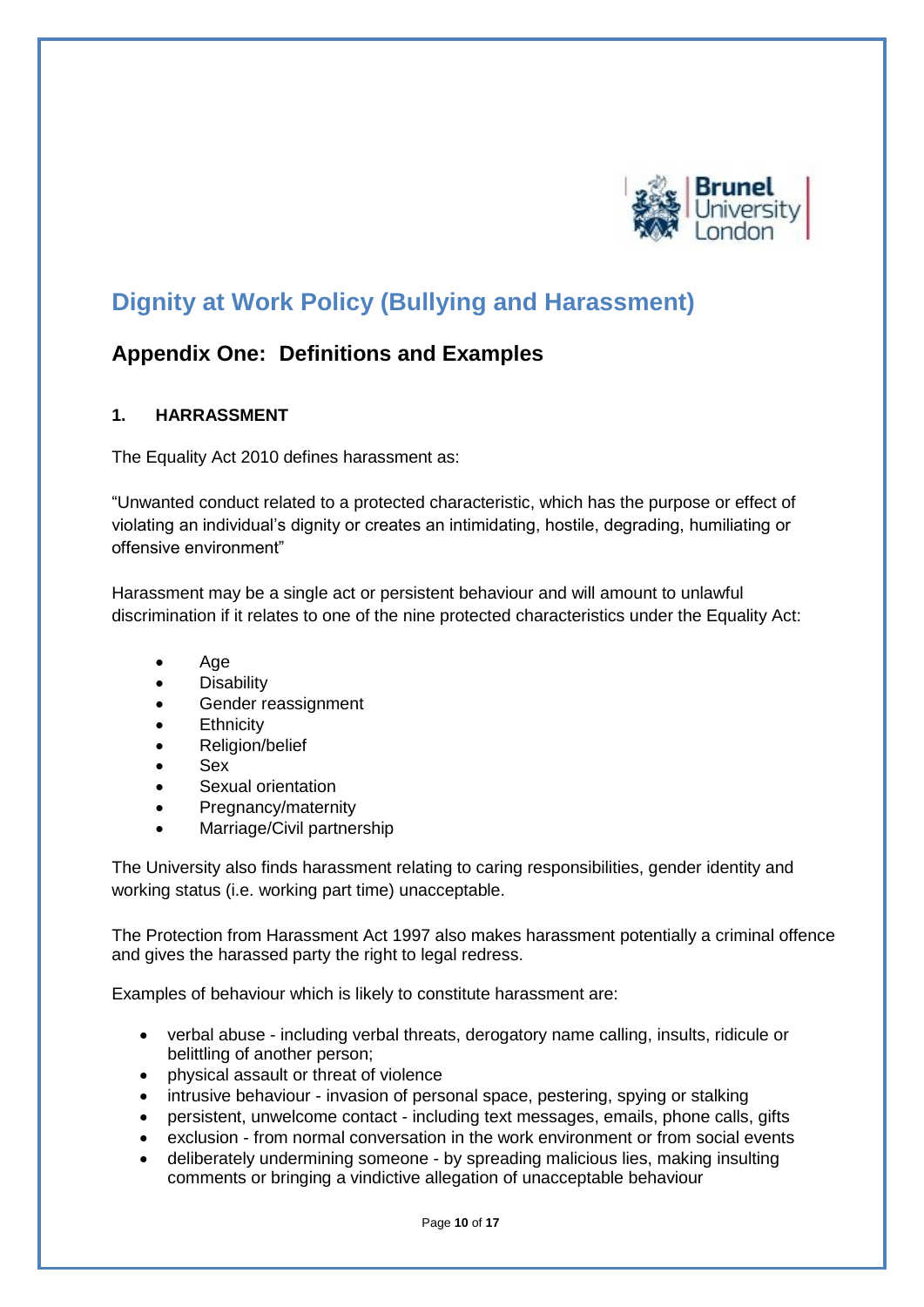# Dignity at Work Policy (Bullying and Harassment)

## Appendix One: Definitions and Examples

### 1. HARRASSMENT

The Equality Act 2010 defines harassment as:

"Unwanted conduct related to a protected characteristic, which has the purpose or effect of violating an individual's dignity or creates an intimidating, hostile, degrading, humiliating or offensive environment"

Harassment may be a single act or persistent behaviour and will amount to unlawful discrimination if it relates to one of the nine protected characteristics under the Equality Act:

- Age
- Disability
- Gender reassignment
- Ethnicity
- Religion/belief
- Sex
- Sexual orientation
- Pregnancy/maternity
- Marriage/Civil partnership

The University also finds harassment relating to caring responsibilities, gender identity and working status (i.e. working part time) unacceptable.

The Protection from Harassment Act 1997 also makes harassment potentially a criminal offence and gives the harassed party the right to legal redress.

Examples of behaviour which is likely to constitute harassment are:

- verbal abuse - including verbal threats, derogatory name calling, insults, ridicule or belittling of another person;
- physical assault or threat of violence
- intrusive behaviour - invasion of personal space, pestering, spying or stalking
- persistent, unwelcome contact - including text messages, emails, phone calls, gifts
- exclusion - from normal conversation in the work environment or from social events
- deliberately undermining someone - by spreading malicious lies, making insulting comments or bringing a vindictive allegation of unacceptable behaviour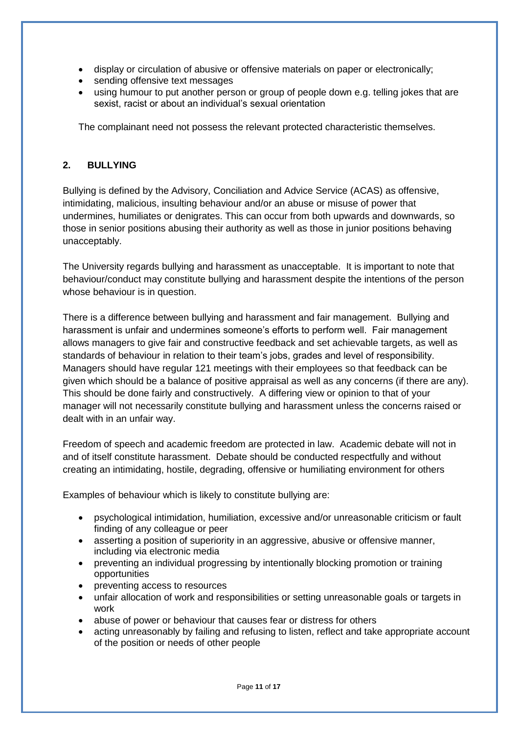- display or circulation of abusive or offensive materials on paper or electronically;
- sending offensive text messages
- using humour to put another person or group of people down e.g. telling jokes that are sexist, racist or about an individual's sexual orientation

The complainant need not possess the relevant protected characteristic themselves.

## 2. BULLYING

Bullying is defined by the Advisory, Conciliation and Advice Service (ACAS) as offensive, intimidating, malicious, insulting behaviour and/or an abuse or misuse of power that undermines, humiliates or denigrates. This can occur from both upwards and downwards, so those in senior positions abusing their authority as well as those in junior positions behaving unacceptably.

The University regards bullying and harassment as unacceptable. It is important to note that behaviour/conduct may constitute bullying and harassment despite the intentions of the person whose behaviour is in question.

There is a difference between bullying and harassment and fair management. Bullying and harassment is unfair and undermines someone's efforts to perform well. Fair management allows managers to give fair and constructive feedback and set achievable targets, as well as standards of behaviour in relation to their team's jobs, grades and level of responsibility. Managers should have regular 121 meetings with their employees so that feedback can be given which should be a balance of positive appraisal as well as any concerns (if there are any). This should be done fairly and constructively. A differing view or opinion to that of your manager will not necessarily constitute bullying and harassment unless the concerns raised or dealt with in an unfair way.

Freedom of speech and academic freedom are protected in law. Academic debate will not in and of itself constitute harassment. Debate should be conducted respectfully and without creating an intimidating, hostile, degrading, offensive or humiliating environment for others

Examples of behaviour which is likely to constitute bullying are:

- psychological intimidation, humiliation, excessive and/or unreasonable criticism or fault finding of any colleague or peer
- asserting a position of superiority in an aggressive, abusive or offensive manner, including via electronic media
- preventing an individual progressing by intentionally blocking promotion or training opportunities
- preventing access to resources
- unfair allocation of work and responsibilities or setting unreasonable goals or targets in work
- abuse of power or behaviour that causes fear or distress for others
- acting unreasonably by failing and refusing to listen, reflect and take appropriate account of the position or needs of other people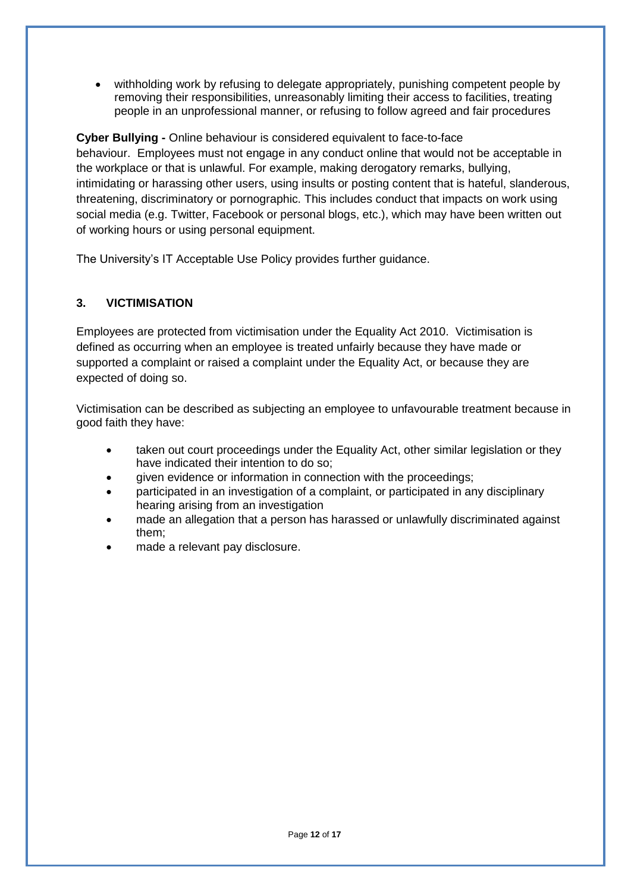- withholding work by refusing to delegate appropriately, punishing competent people by removing their responsibilities, unreasonably limiting their access to facilities, treating people in an unprofessional manner, or refusing to follow agreed and fair procedures

**Cyber Bullying -** Online behaviour is considered equivalent to face-to-face behaviour. Employees must not engage in any conduct online that would not be acceptable in the workplace or that is unlawful. For example, making derogatory remarks, bullying, intimidating or harassing other users, using insults or posting content that is hateful, slanderous, threatening, discriminatory or pornographic. This includes conduct that impacts on work using social media (e.g. Twitter, Facebook or personal blogs, etc.), which may have been written out of working hours or using personal equipment.

The University's IT Acceptable Use Policy provides further guidance.

## 3. VICTIMISATION

Employees are protected from victimisation under the Equality Act 2010. Victimisation is defined as occurring when an employee is treated unfairly because they have made or supported a complaint or raised a complaint under the Equality Act, or because they are expected of doing so.

Victimisation can be described as subjecting an employee to unfavourable treatment because in good faith they have:

- taken out court proceedings under the Equality Act, other similar legislation or they have indicated their intention to do so;
- given evidence or information in connection with the proceedings;
- participated in an investigation of a complaint, or participated in any disciplinary hearing arising from an investigation
- made an allegation that a person has harassed or unlawfully discriminated against them;
- made a relevant pay disclosure.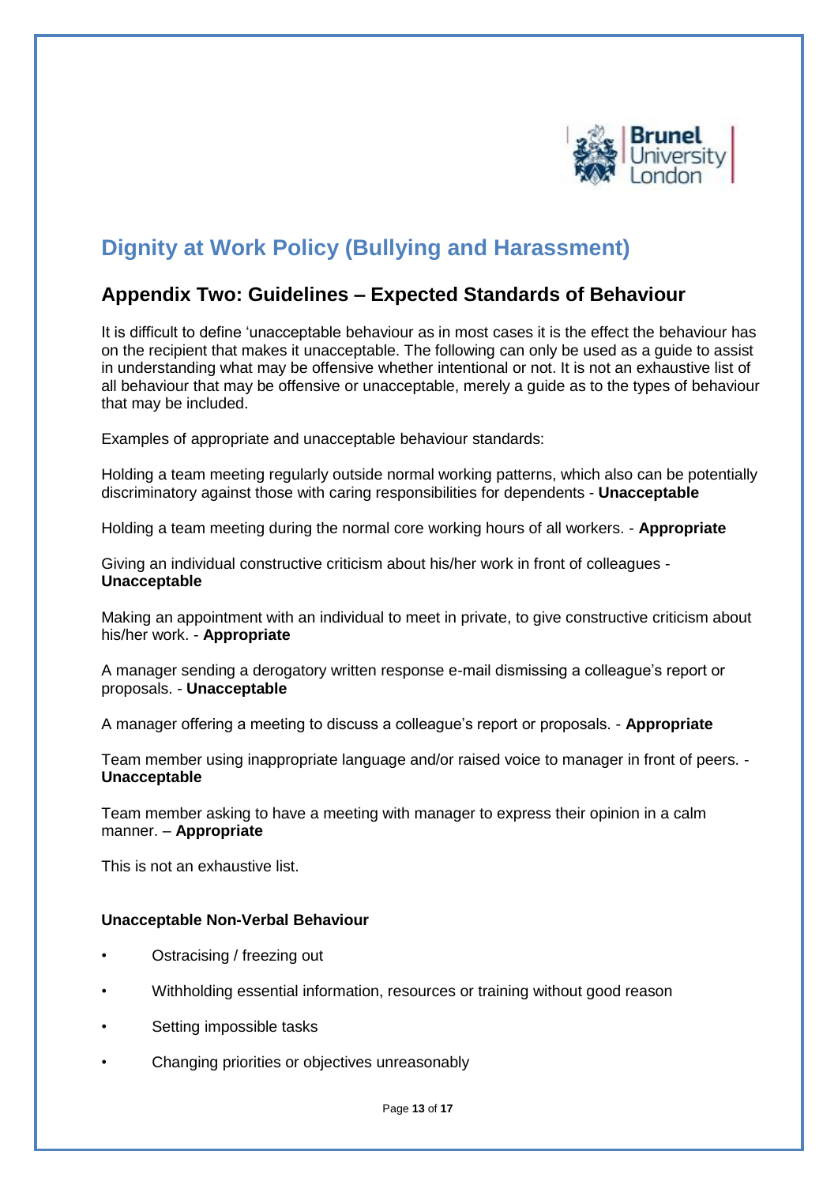# Dignity at Work Policy (Bullying and Harassment)

## Appendix Two: Guidelines – Expected Standards of Behaviour

It is difficult to define 'unacceptable behaviour as in most cases it is the effect the behaviour has on the recipient that makes it unacceptable. The following can only be used as a guide to assist in understanding what may be offensive whether intentional or not. It is not an exhaustive list of all behaviour that may be offensive or unacceptable, merely a guide as to the types of behaviour that may be included.

Examples of appropriate and unacceptable behaviour standards:

Holding a team meeting regularly outside normal working patterns, which also can be potentially discriminatory against those with caring responsibilities for dependents - **Unacceptable**

Holding a team meeting during the normal core working hours of all workers. - **Appropriate**

Giving an individual constructive criticism about his/her work in front of colleagues - **Unacceptable**

Making an appointment with an individual to meet in private, to give constructive criticism about his/her work. - **Appropriate**

A manager sending a derogatory written response e-mail dismissing a colleague's report or proposals. - **Unacceptable**

A manager offering a meeting to discuss a colleague's report or proposals. - **Appropriate**

Team member using inappropriate language and/or raised voice to manager in front of peers. - **Unacceptable**

Team member asking to have a meeting with manager to express their opinion in a calm manner. – **Appropriate**

This is not an exhaustive list.

**Unacceptable Non-Verbal Behaviour**

- Ostracising / freezing out
- Withholding essential information, resources or training without good reason
- Setting impossible tasks
- Changing priorities or objectives unreasonably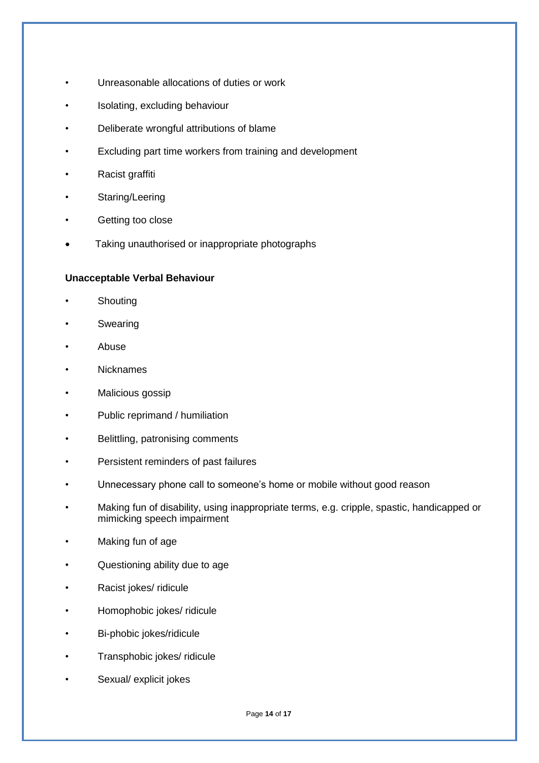- Unreasonable allocations of duties or work
- Isolating, excluding behaviour
- Deliberate wrongful attributions of blame
- Excluding part time workers from training and development
- Racist graffiti
- Staring/Leering
- Getting too close
- Taking unauthorised or inappropriate photographs

**Unacceptable Verbal Behaviour**

- Shouting
- Swearing
- Abuse
- Nicknames
- Malicious gossip
- Public reprimand / humiliation
- Belittling, patronising comments
- Persistent reminders of past failures
- Unnecessary phone call to someone's home or mobile without good reason
- Making fun of disability, using inappropriate terms, e.g. cripple, spastic, handicapped or mimicking speech impairment
- Making fun of age
- Questioning ability due to age
- Racist jokes/ ridicule
- Homophobic jokes/ ridicule
- Bi-phobic jokes/ridicule
- Transphobic jokes/ ridicule
- Sexual/ explicit jokes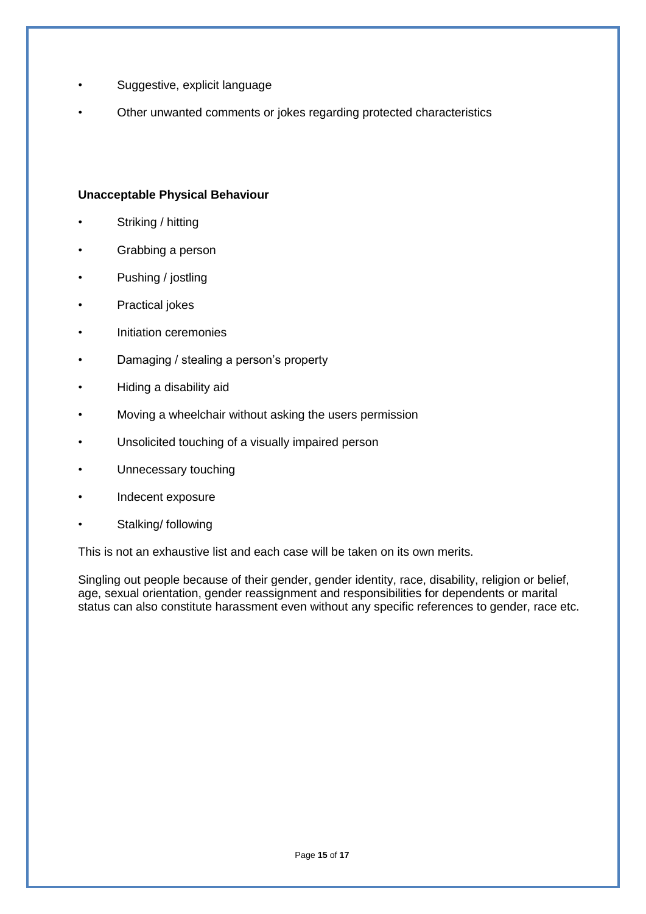- Suggestive, explicit language
- Other unwanted comments or jokes regarding protected characteristics

**Unacceptable Physical Behaviour**

- Striking / hitting
- Grabbing a person
- Pushing / jostling
- Practical jokes
- Initiation ceremonies
- Damaging / stealing a person's property
- Hiding a disability aid
- Moving a wheelchair without asking the users permission
- Unsolicited touching of a visually impaired person
- Unnecessary touching
- Indecent exposure
- Stalking/ following

This is not an exhaustive list and each case will be taken on its own merits.

Singling out people because of their gender, gender identity, race, disability, religion or belief, age, sexual orientation, gender reassignment and responsibilities for dependents or marital status can also constitute harassment even without any specific references to gender, race etc.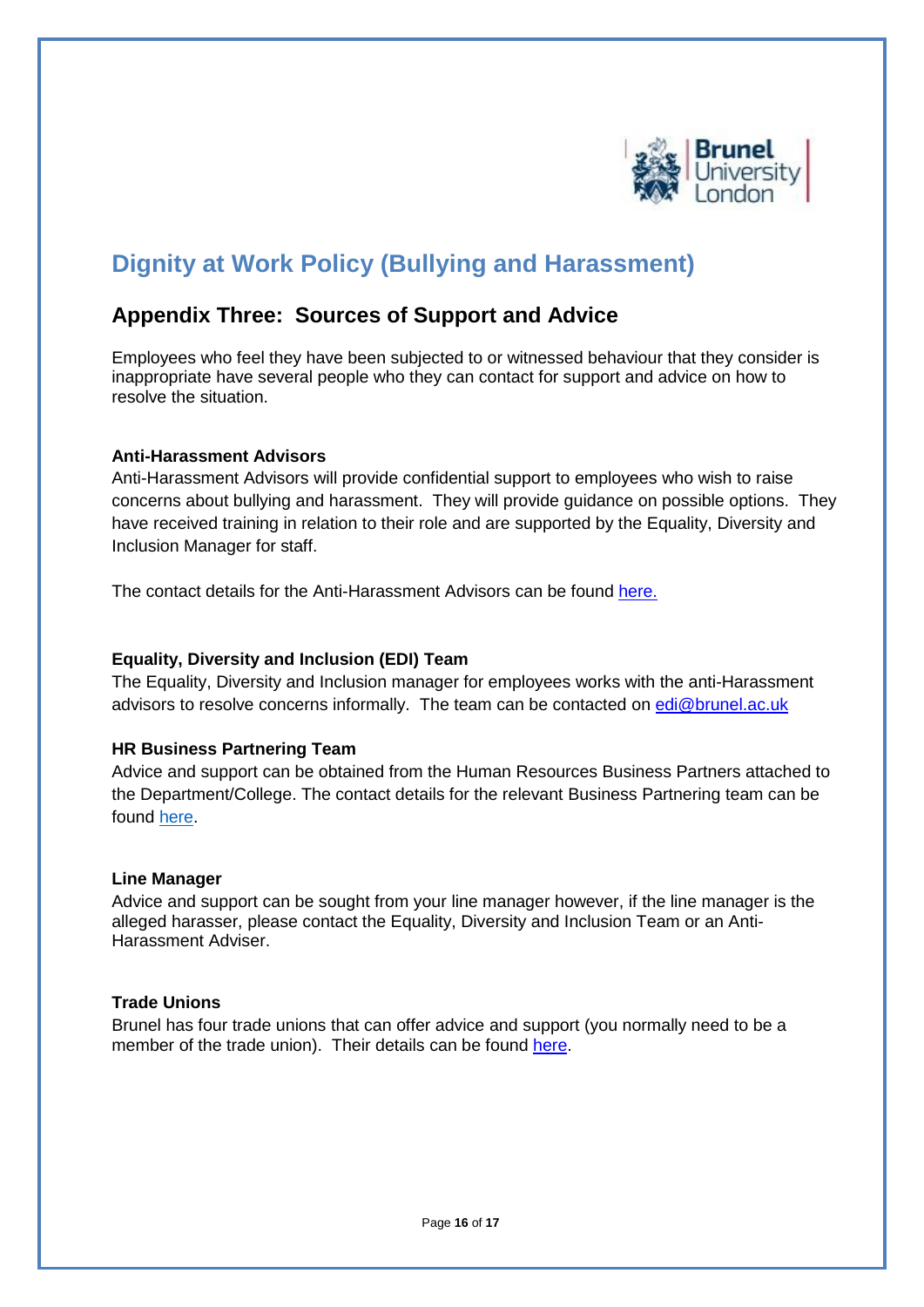# Dignity at Work Policy (Bullying and Harassment)

## Appendix Three: Sources of Support and Advice

Employees who feel they have been subjected to or witnessed behaviour that they consider is inappropriate have several people who they can contact for support and advice on how to resolve the situation.

**Anti-Harassment Advisors**

Anti-Harassment Advisors will provide confidential support to employees who wish to raise concerns about bullying and harassment. They will provide guidance on possible options. They have received training in relation to their role and are supported by the Equality, Diversity and Inclusion Manager for staff.

The contact details for the Anti-Harassment Advisors can be found here.

**Equality, Diversity and Inclusion (EDI) Team**

The Equality, Diversity and Inclusion manager for employees works with the anti-Harassment advisors to resolve concerns informally. The team can be contacted on edi@brunel.ac.uk

**HR Business Partnering Team**

Advice and support can be obtained from the Human Resources Business Partners attached to the Department/College. The contact details for the relevant Business Partnering team can be found here.

**Line Manager**

Advice and support can be sought from your line manager however, if the line manager is the alleged harasser, please contact the Equality, Diversity and Inclusion Team or an Anti-Harassment Adviser.

**Trade Unions**

Brunel has four trade unions that can offer advice and support (you normally need to be a member of the trade union). Their details can be found here.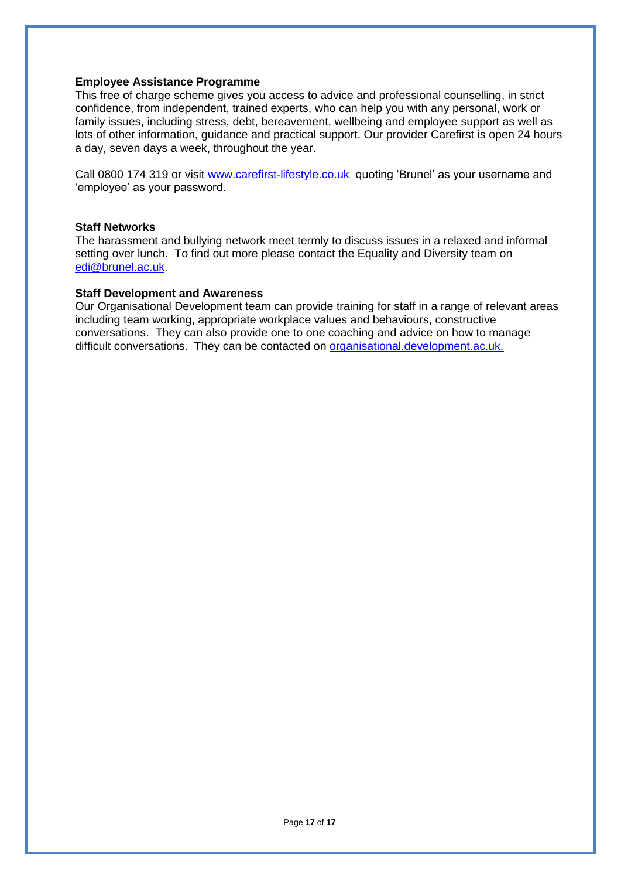**Employee Assistance Programme**

This free of charge scheme gives you access to advice and professional counselling, in strict confidence, from independent, trained experts, who can help you with any personal, work or family issues, including stress, debt, bereavement, wellbeing and employee support as well as lots of other information, guidance and practical support. Our provider Carefirst is open 24 hours a day, seven days a week, throughout the year.

Call 0800 174 319 or visit www.carefirst-lifestyle.co.uk quoting 'Brunel' as your username and 'employee' as your password.

**Staff Networks**

The harassment and bullying network meet termly to discuss issues in a relaxed and informal setting over lunch. To find out more please contact the Equality and Diversity team on edi@brunel.ac.uk.

**Staff Development and Awareness**

Our Organisational Development team can provide training for staff in a range of relevant areas including team working, appropriate workplace values and behaviours, constructive conversations. They can also provide one to one coaching and advice on how to manage difficult conversations. They can be contacted on organisational.development.ac.uk.